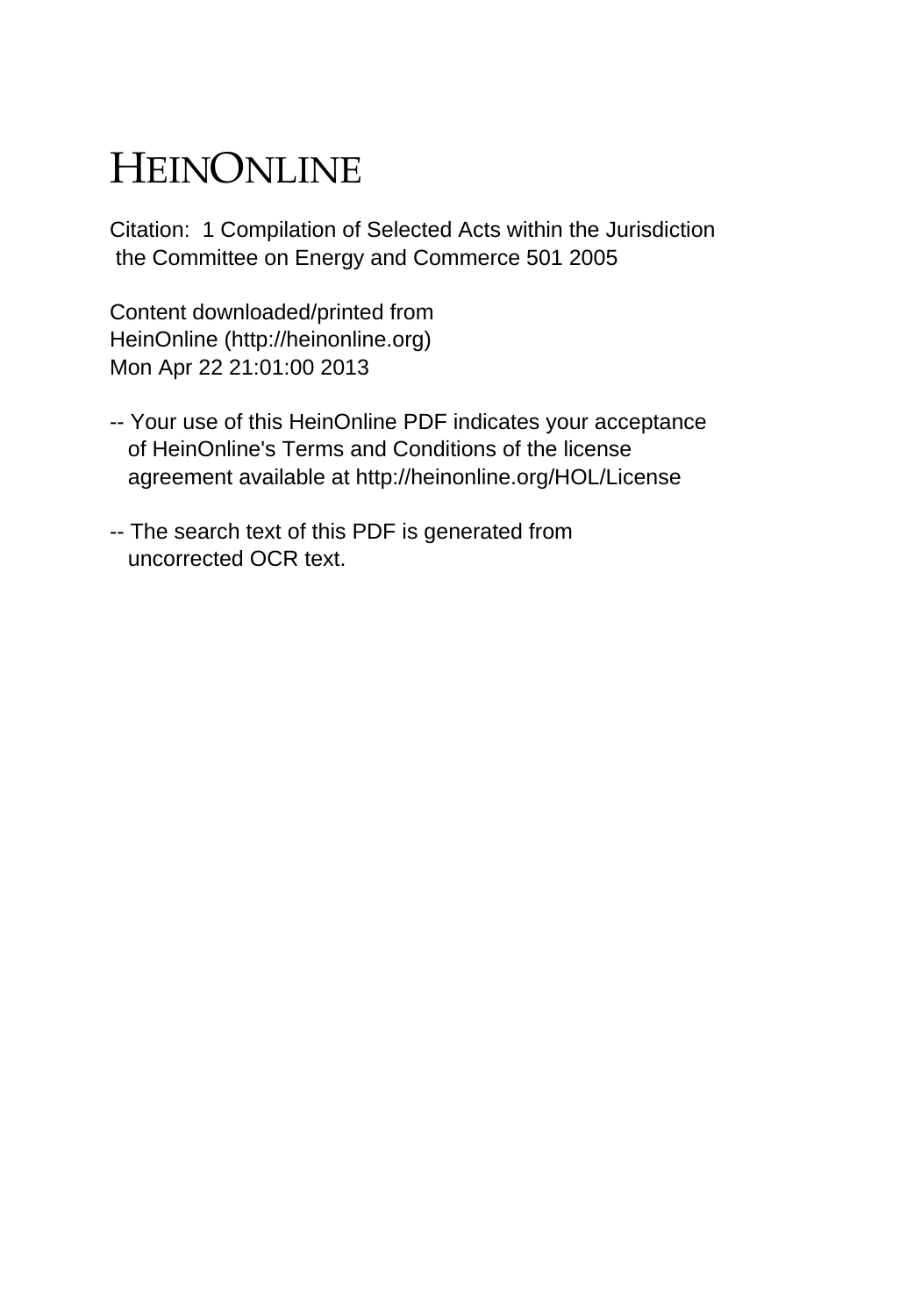# HEINONLINE

Citation: 1 Compilation of Selected Acts within the Jurisdiction the Committee on Energy and Commerce 501 2005

Content downloaded/printed from
HeinOnline (http://heinonline.org)
Mon Apr 22 21:01:00 2013

-- Your use of this HeinOnline PDF indicates your acceptance of HeinOnline's Terms and Conditions of the license agreement available at http://heinonline.org/HOL/License

-- The search text of this PDF is generated from uncorrected OCR text.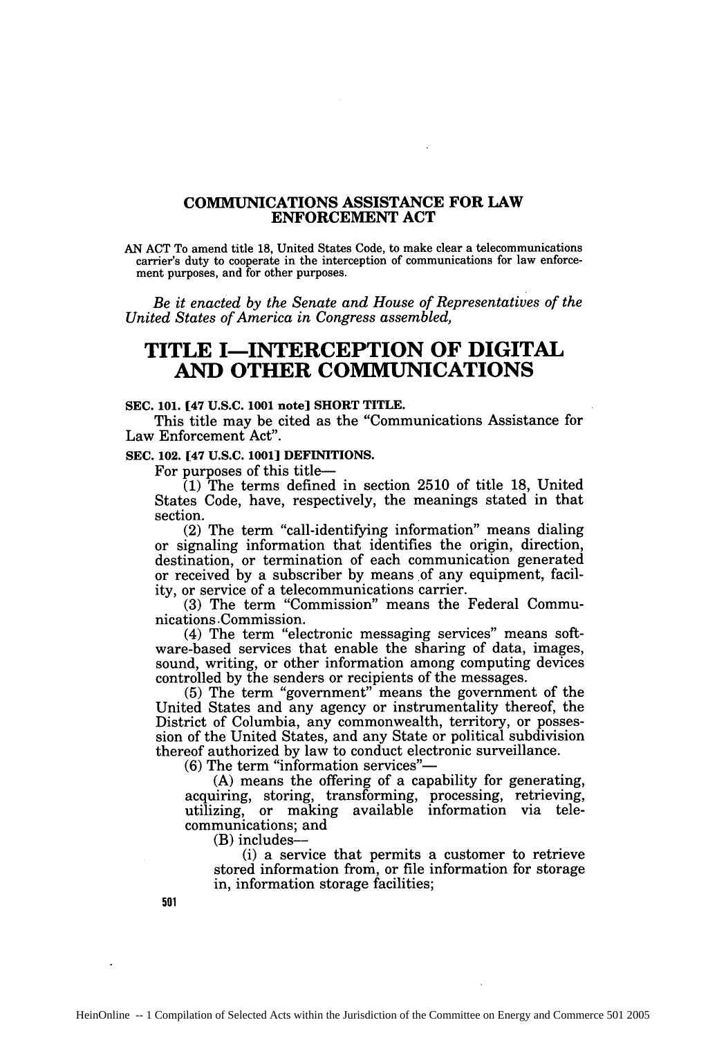# COMMUNICATIONS ASSISTANCE FOR LAW ENFORCEMENT ACT

AN ACT To amend title 18, United States Code, to make clear a telecommunications carrier's duty to cooperate in the interception of communications for law enforcement purposes, and for other purposes.

*Be it enacted by the Senate and House of Representatives of the United States of America in Congress assembled,*

## TITLE I—INTERCEPTION OF DIGITAL AND OTHER COMMUNICATIONS

**SEC. 101. [47 U.S.C. 1001 note] SHORT TITLE.**

This title may be cited as the "Communications Assistance for Law Enforcement Act".

**SEC. 102. [47 U.S.C. 1001] DEFINITIONS.**

For purposes of this title—

(1) The terms defined in section 2510 of title 18, United States Code, have, respectively, the meanings stated in that section.

(2) The term "call-identifying information" means dialing or signaling information that identifies the origin, direction, destination, or termination of each communication generated or received by a subscriber by means of any equipment, facility, or service of a telecommunications carrier.

(3) The term "Commission" means the Federal Communications Commission.

(4) The term "electronic messaging services" means software-based services that enable the sharing of data, images, sound, writing, or other information among computing devices controlled by the senders or recipients of the messages.

(5) The term "government" means the government of the United States and any agency or instrumentality thereof, the District of Columbia, any commonwealth, territory, or possession of the United States, and any State or political subdivision thereof authorized by law to conduct electronic surveillance.

(6) The term "information services"—

(A) means the offering of a capability for generating, acquiring, storing, transforming, processing, retrieving, utilizing, or making available information via telecommunications; and

(B) includes—

(i) a service that permits a customer to retrieve stored information from, or file information for storage in, information storage facilities;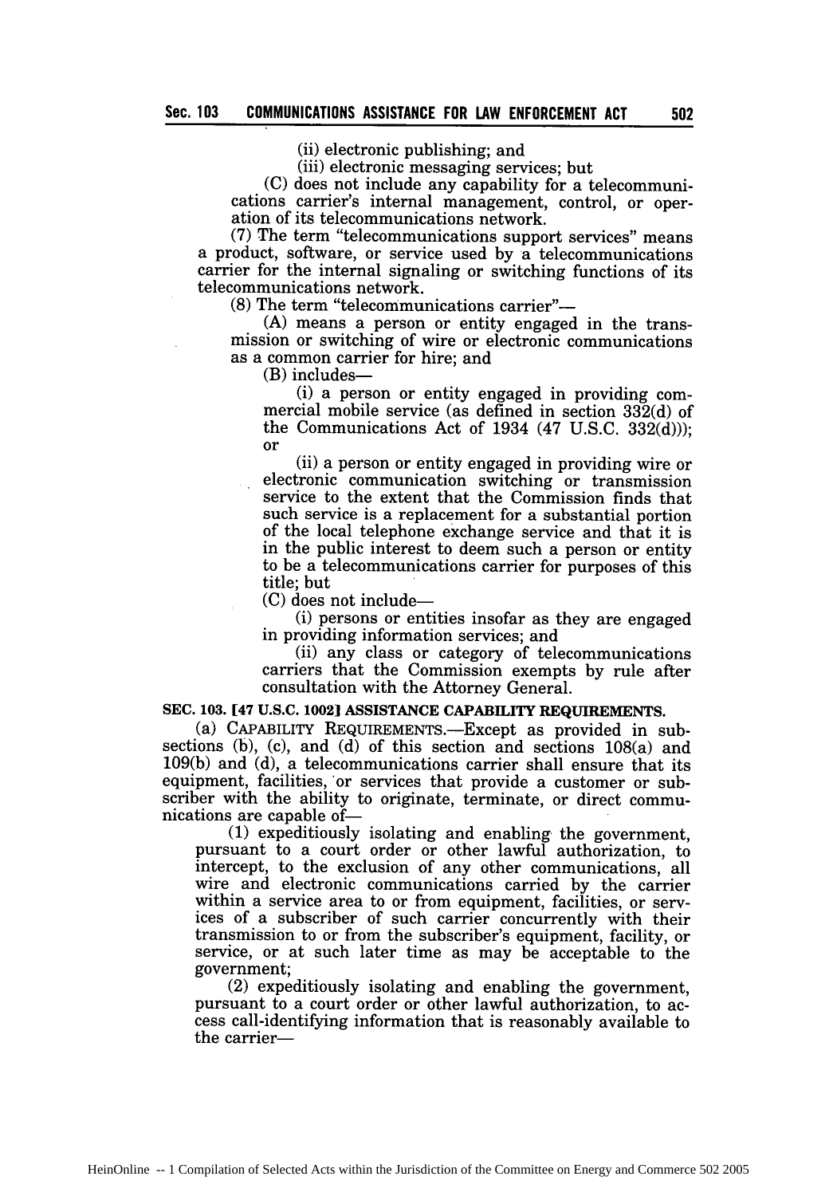(ii) electronic publishing; and

(iii) electronic messaging services; but

(C) does not include any capability for a telecommunications carrier's internal management, control, or operation of its telecommunications network.

(7) The term "telecommunications support services" means a product, software, or service used by a telecommunications carrier for the internal signaling or switching functions of its telecommunications network.

(8) The term "telecommunications carrier"—

(A) means a person or entity engaged in the transmission or switching of wire or electronic communications as a common carrier for hire; and

(B) includes—

(i) a person or entity engaged in providing commercial mobile service (as defined in section 332(d) of the Communications Act of 1934 (47 U.S.C. 332(d))); or

(ii) a person or entity engaged in providing wire or electronic communication switching or transmission service to the extent that the Commission finds that such service is a replacement for a substantial portion of the local telephone exchange service and that it is in the public interest to deem such a person or entity to be a telecommunications carrier for purposes of this title; but

(C) does not include—

(i) persons or entities insofar as they are engaged in providing information services; and

(ii) any class or category of telecommunications carriers that the Commission exempts by rule after consultation with the Attorney General.

**SEC. 103. [47 U.S.C. 1002] ASSISTANCE CAPABILITY REQUIREMENTS.**

(a) CAPABILITY REQUIREMENTS.—Except as provided in subsections (b), (c), and (d) of this section and sections 108(a) and 109(b) and (d), a telecommunications carrier shall ensure that its equipment, facilities, or services that provide a customer or subscriber with the ability to originate, terminate, or direct communications are capable of—

(1) expeditiously isolating and enabling the government, pursuant to a court order or other lawful authorization, to intercept, to the exclusion of any other communications, all wire and electronic communications carried by the carrier within a service area to or from equipment, facilities, or services of a subscriber of such carrier concurrently with their transmission to or from the subscriber's equipment, facility, or service, or at such later time as may be acceptable to the government;

(2) expeditiously isolating and enabling the government, pursuant to a court order or other lawful authorization, to access call-identifying information that is reasonably available to the carrier—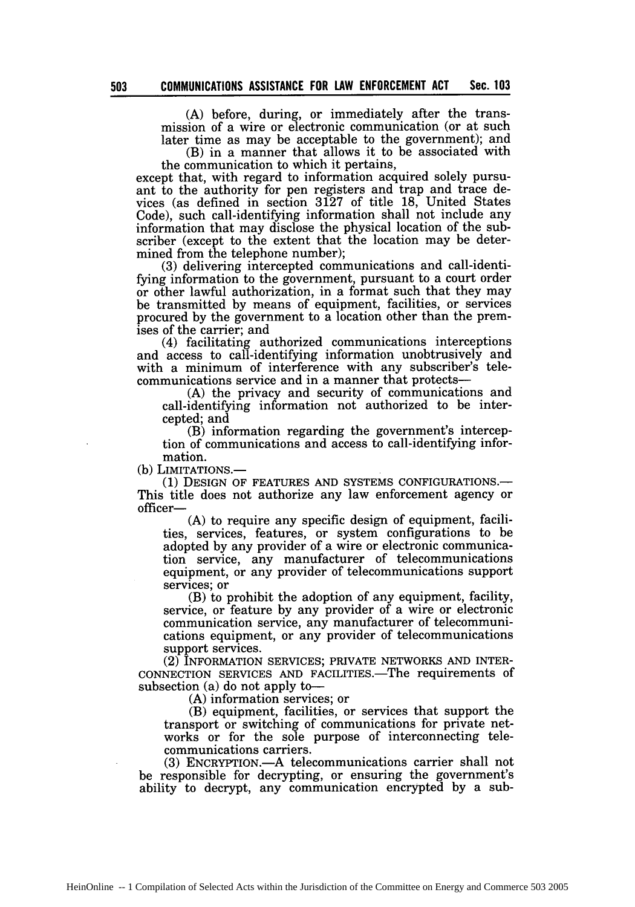(A) before, during, or immediately after the transmission of a wire or electronic communication (or at such later time as may be acceptable to the government); and

(B) in a manner that allows it to be associated with the communication to which it pertains,

except that, with regard to information acquired solely pursuant to the authority for pen registers and trap and trace devices (as defined in section 3127 of title 18, United States Code), such call-identifying information shall not include any information that may disclose the physical location of the subscriber (except to the extent that the location may be determined from the telephone number);

(3) delivering intercepted communications and call-identifying information to the government, pursuant to a court order or other lawful authorization, in a format such that they may be transmitted by means of equipment, facilities, or services procured by the government to a location other than the premises of the carrier; and

(4) facilitating authorized communications interceptions and access to call-identifying information unobtrusively and with a minimum of interference with any subscriber's telecommunications service and in a manner that protects—

(A) the privacy and security of communications and call-identifying information not authorized to be intercepted; and

(B) information regarding the government's interception of communications and access to call-identifying information.

(b) LIMITATIONS.—

(1) DESIGN OF FEATURES AND SYSTEMS CONFIGURATIONS.—This title does not authorize any law enforcement agency or officer—

(A) to require any specific design of equipment, facilities, services, features, or system configurations to be adopted by any provider of a wire or electronic communication service, any manufacturer of telecommunications equipment, or any provider of telecommunications support services; or

(B) to prohibit the adoption of any equipment, facility, service, or feature by any provider of a wire or electronic communication service, any manufacturer of telecommunications equipment, or any provider of telecommunications support services.

(2) INFORMATION SERVICES; PRIVATE NETWORKS AND INTERCONNECTION SERVICES AND FACILITIES.—The requirements of subsection (a) do not apply to—

(A) information services; or

(B) equipment, facilities, or services that support the transport or switching of communications for private networks or for the sole purpose of interconnecting telecommunications carriers.

(3) ENCRYPTION.—A telecommunications carrier shall not be responsible for decrypting, or ensuring the government's ability to decrypt, any communication encrypted by a sub-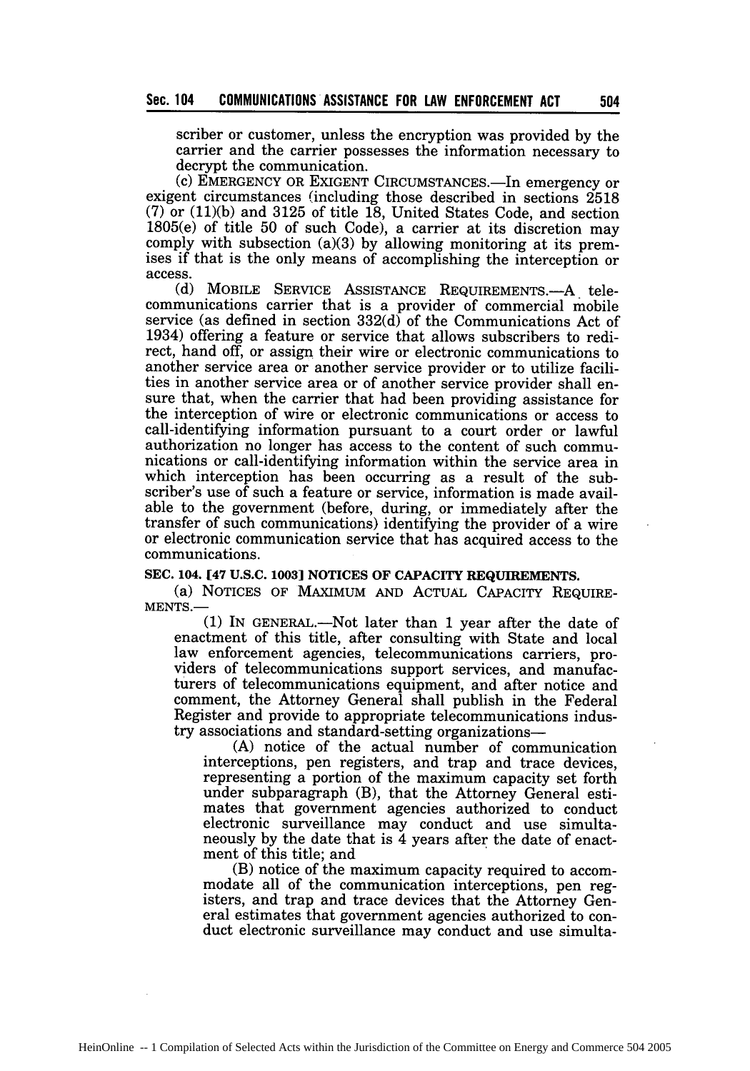scriber or customer, unless the encryption was provided by the carrier and the carrier possesses the information necessary to decrypt the communication.

(c) EMERGENCY OR EXIGENT CIRCUMSTANCES.—In emergency or exigent circumstances (including those described in sections 2518 (7) or (11)(b) and 3125 of title 18, United States Code, and section 1805(e) of title 50 of such Code), a carrier at its discretion may comply with subsection (a)(3) by allowing monitoring at its premises if that is the only means of accomplishing the interception or access.

(d) MOBILE SERVICE ASSISTANCE REQUIREMENTS.—A telecommunications carrier that is a provider of commercial mobile service (as defined in section 332(d) of the Communications Act of 1934) offering a feature or service that allows subscribers to redirect, hand off, or assign their wire or electronic communications to another service area or another service provider or to utilize facilities in another service area or of another service provider shall ensure that, when the carrier that had been providing assistance for the interception of wire or electronic communications or access to call-identifying information pursuant to a court order or lawful authorization no longer has access to the content of such communications or call-identifying information within the service area in which interception has been occurring as a result of the subscriber's use of such a feature or service, information is made available to the government (before, during, or immediately after the transfer of such communications) identifying the provider of a wire or electronic communication service that has acquired access to the communications.

**SEC. 104. [47 U.S.C. 1003] NOTICES OF CAPACITY REQUIREMENTS.**

(a) NOTICES OF MAXIMUM AND ACTUAL CAPACITY REQUIREMENTS.—

(1) IN GENERAL.—Not later than 1 year after the date of enactment of this title, after consulting with State and local law enforcement agencies, telecommunications carriers, providers of telecommunications support services, and manufacturers of telecommunications equipment, and after notice and comment, the Attorney General shall publish in the Federal Register and provide to appropriate telecommunications industry associations and standard-setting organizations—

(A) notice of the actual number of communication interceptions, pen registers, and trap and trace devices, representing a portion of the maximum capacity set forth under subparagraph (B), that the Attorney General estimates that government agencies authorized to conduct electronic surveillance may conduct and use simultaneously by the date that is 4 years after the date of enactment of this title; and

(B) notice of the maximum capacity required to accommodate all of the communication interceptions, pen registers, and trap and trace devices that the Attorney General estimates that government agencies authorized to conduct electronic surveillance may conduct and use simulta-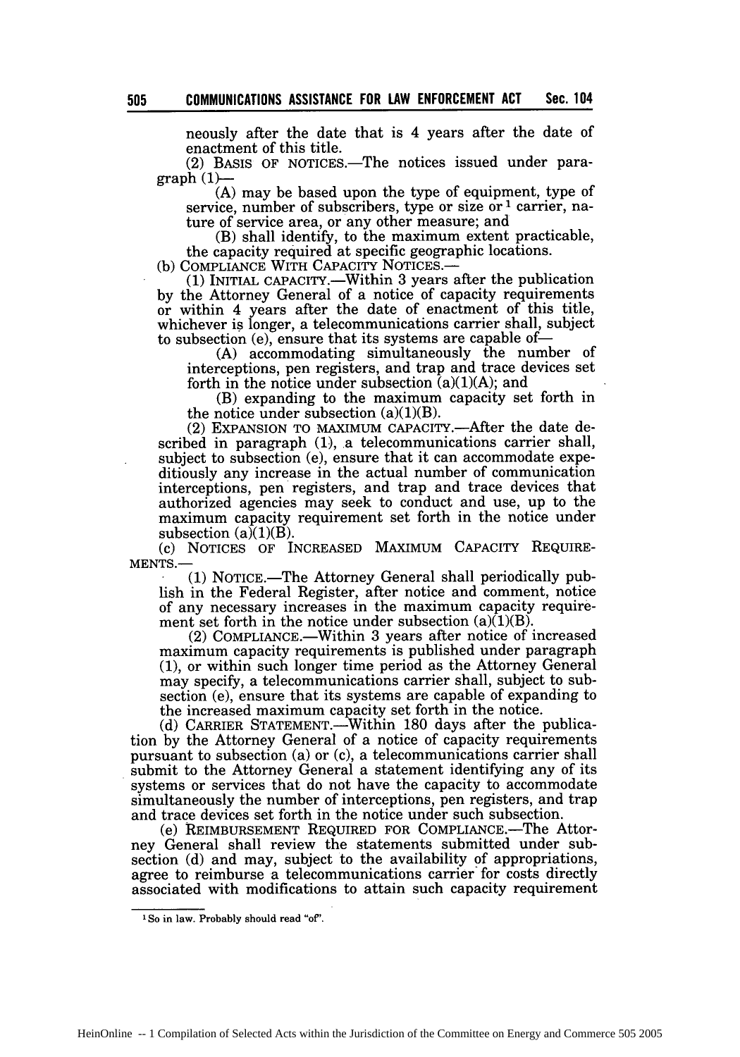neously after the date that is 4 years after the date of enactment of this title.

(2) BASIS OF NOTICES.—The notices issued under paragraph (1)—

(A) may be based upon the type of equipment, type of service, number of subscribers, type or size or[1] carrier, nature of service area, or any other measure; and

(B) shall identify, to the maximum extent practicable, the capacity required at specific geographic locations.

(b) COMPLIANCE WITH CAPACITY NOTICES.—

(1) INITIAL CAPACITY.—Within 3 years after the publication by the Attorney General of a notice of capacity requirements or within 4 years after the date of enactment of this title, whichever is longer, a telecommunications carrier shall, subject to subsection (e), ensure that its systems are capable of—

(A) accommodating simultaneously the number of interceptions, pen registers, and trap and trace devices set forth in the notice under subsection (a)(1)(A); and

(B) expanding to the maximum capacity set forth in the notice under subsection (a)(1)(B).

(2) EXPANSION TO MAXIMUM CAPACITY.—After the date described in paragraph (1), a telecommunications carrier shall, subject to subsection (e), ensure that it can accommodate expeditiously any increase in the actual number of communication interceptions, pen registers, and trap and trace devices that authorized agencies may seek to conduct and use, up to the maximum capacity requirement set forth in the notice under subsection (a)(1)(B).

(c) NOTICES OF INCREASED MAXIMUM CAPACITY REQUIREMENTS.—

(1) NOTICE.—The Attorney General shall periodically publish in the Federal Register, after notice and comment, notice of any necessary increases in the maximum capacity requirement set forth in the notice under subsection (a)(1)(B).

(2) COMPLIANCE.—Within 3 years after notice of increased maximum capacity requirements is published under paragraph (1), or within such longer time period as the Attorney General may specify, a telecommunications carrier shall, subject to subsection (e), ensure that its systems are capable of expanding to the increased maximum capacity set forth in the notice.

(d) CARRIER STATEMENT.—Within 180 days after the publication by the Attorney General of a notice of capacity requirements pursuant to subsection (a) or (c), a telecommunications carrier shall submit to the Attorney General a statement identifying any of its systems or services that do not have the capacity to accommodate simultaneously the number of interceptions, pen registers, and trap and trace devices set forth in the notice under such subsection.

(e) REIMBURSEMENT REQUIRED FOR COMPLIANCE.—The Attorney General shall review the statements submitted under subsection (d) and may, subject to the availability of appropriations, agree to reimburse a telecommunications carrier for costs directly associated with modifications to attain such capacity requirement

[1] So in law. Probably should read "of".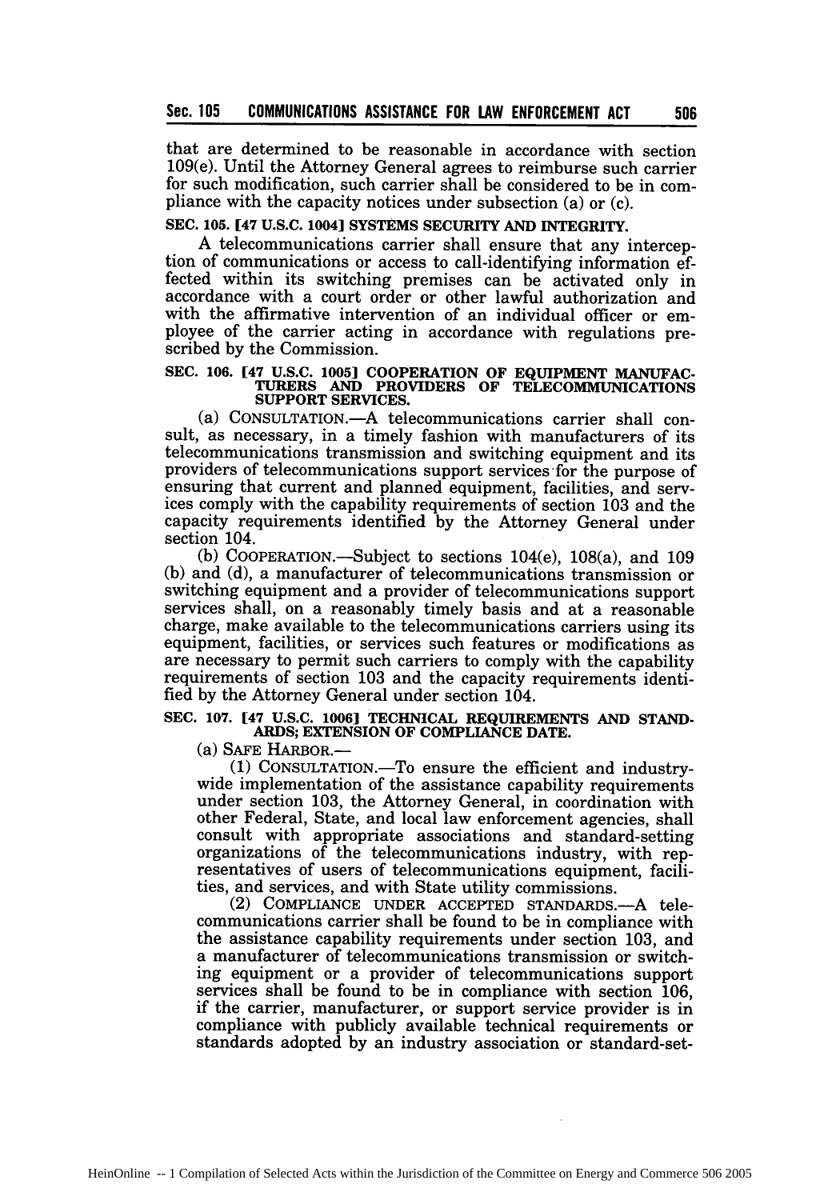that are determined to be reasonable in accordance with section 109(e). Until the Attorney General agrees to reimburse such carrier for such modification, such carrier shall be considered to be in compliance with the capacity notices under subsection (a) or (c).

### SEC. 105. [47 U.S.C. 1004] SYSTEMS SECURITY AND INTEGRITY.

A telecommunications carrier shall ensure that any interception of communications or access to call-identifying information effected within its switching premises can be activated only in accordance with a court order or other lawful authorization and with the affirmative intervention of an individual officer or employee of the carrier acting in accordance with regulations prescribed by the Commission.

### SEC. 106. [47 U.S.C. 1005] COOPERATION OF EQUIPMENT MANUFACTURERS AND PROVIDERS OF TELECOMMUNICATIONS SUPPORT SERVICES.

(a) CONSULTATION.—A telecommunications carrier shall consult, as necessary, in a timely fashion with manufacturers of its telecommunications transmission and switching equipment and its providers of telecommunications support services for the purpose of ensuring that current and planned equipment, facilities, and services comply with the capability requirements of section 103 and the capacity requirements identified by the Attorney General under section 104.

(b) COOPERATION.—Subject to sections 104(e), 108(a), and 109 (b) and (d), a manufacturer of telecommunications transmission or switching equipment and a provider of telecommunications support services shall, on a reasonably timely basis and at a reasonable charge, make available to the telecommunications carriers using its equipment, facilities, or services such features or modifications as are necessary to permit such carriers to comply with the capability requirements of section 103 and the capacity requirements identified by the Attorney General under section 104.

### SEC. 107. [47 U.S.C. 1006] TECHNICAL REQUIREMENTS AND STANDARDS; EXTENSION OF COMPLIANCE DATE.

(a) SAFE HARBOR.—

(1) CONSULTATION.—To ensure the efficient and industry-wide implementation of the assistance capability requirements under section 103, the Attorney General, in coordination with other Federal, State, and local law enforcement agencies, shall consult with appropriate associations and standard-setting organizations of the telecommunications industry, with representatives of users of telecommunications equipment, facilities, and services, and with State utility commissions.

(2) COMPLIANCE UNDER ACCEPTED STANDARDS.—A telecommunications carrier shall be found to be in compliance with the assistance capability requirements under section 103, and a manufacturer of telecommunications transmission or switching equipment or a provider of telecommunications support services shall be found to be in compliance with section 106, if the carrier, manufacturer, or support service provider is in compliance with publicly available technical requirements or standards adopted by an industry association or standard-set-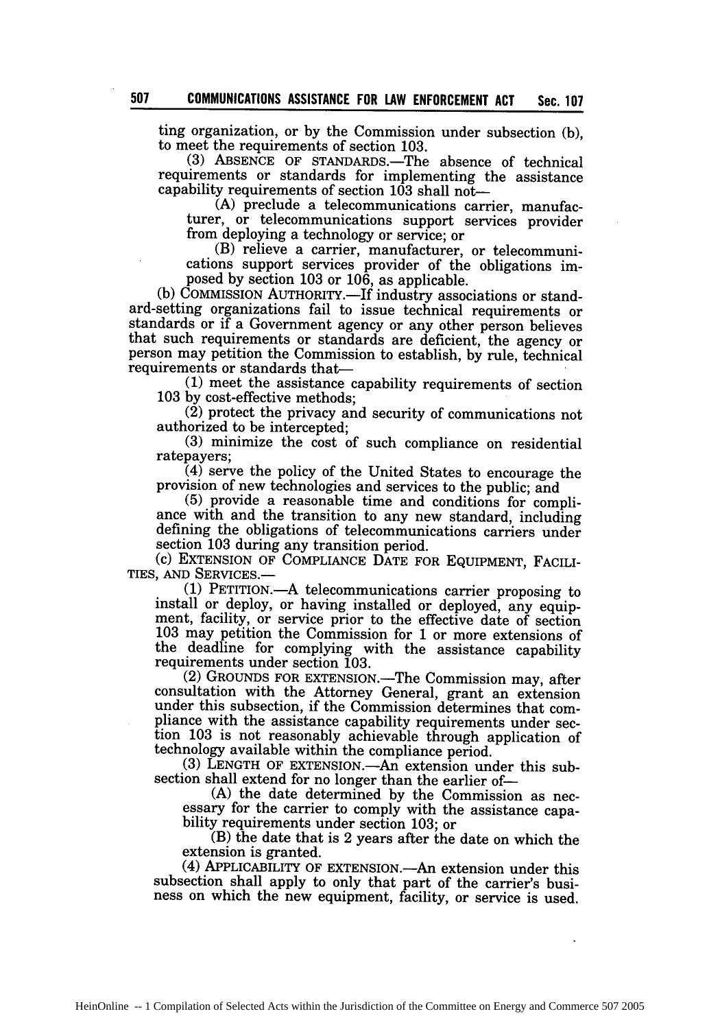ting organization, or by the Commission under subsection (b), to meet the requirements of section 103.

(3) ABSENCE OF STANDARDS.—The absence of technical requirements or standards for implementing the assistance capability requirements of section 103 shall not—

(A) preclude a telecommunications carrier, manufacturer, or telecommunications support services provider from deploying a technology or service; or

(B) relieve a carrier, manufacturer, or telecommunications support services provider of the obligations imposed by section 103 or 106, as applicable.

(b) COMMISSION AUTHORITY.—If industry associations or standard-setting organizations fail to issue technical requirements or standards or if a Government agency or any other person believes that such requirements or standards are deficient, the agency or person may petition the Commission to establish, by rule, technical requirements or standards that—

(1) meet the assistance capability requirements of section 103 by cost-effective methods;

(2) protect the privacy and security of communications not authorized to be intercepted;

(3) minimize the cost of such compliance on residential ratepayers;

(4) serve the policy of the United States to encourage the provision of new technologies and services to the public; and

(5) provide a reasonable time and conditions for compliance with and the transition to any new standard, including defining the obligations of telecommunications carriers under section 103 during any transition period.

(c) EXTENSION OF COMPLIANCE DATE FOR EQUIPMENT, FACILITIES, AND SERVICES.—

(1) PETITION.—A telecommunications carrier proposing to install or deploy, or having installed or deployed, any equipment, facility, or service prior to the effective date of section 103 may petition the Commission for 1 or more extensions of the deadline for complying with the assistance capability requirements under section 103.

(2) GROUNDS FOR EXTENSION.—The Commission may, after consultation with the Attorney General, grant an extension under this subsection, if the Commission determines that compliance with the assistance capability requirements under section 103 is not reasonably achievable through application of technology available within the compliance period.

(3) LENGTH OF EXTENSION.—An extension under this subsection shall extend for no longer than the earlier of—

(A) the date determined by the Commission as necessary for the carrier to comply with the assistance capability requirements under section 103; or

(B) the date that is 2 years after the date on which the extension is granted.

(4) APPLICABILITY OF EXTENSION.—An extension under this subsection shall apply to only that part of the carrier's business on which the new equipment, facility, or service is used.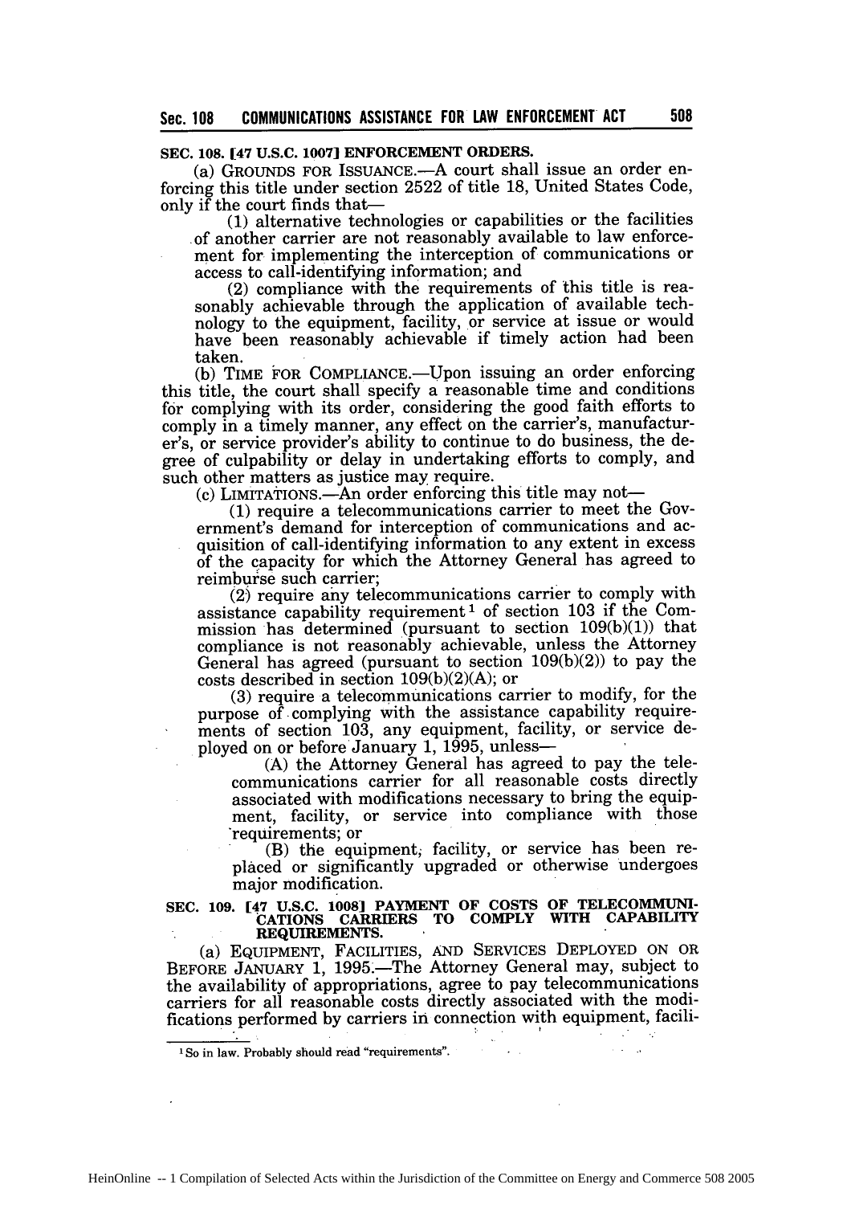**SEC. 108. [47 U.S.C. 1007] ENFORCEMENT ORDERS.**

(a) GROUNDS FOR ISSUANCE.—A court shall issue an order enforcing this title under section 2522 of title 18, United States Code, only if the court finds that—

(1) alternative technologies or capabilities or the facilities of another carrier are not reasonably available to law enforcement for implementing the interception of communications or access to call-identifying information; and

(2) compliance with the requirements of this title is reasonably achievable through the application of available technology to the equipment, facility, or service at issue or would have been reasonably achievable if timely action had been taken.

(b) TIME FOR COMPLIANCE.—Upon issuing an order enforcing this title, the court shall specify a reasonable time and conditions for complying with its order, considering the good faith efforts to comply in a timely manner, any effect on the carrier's, manufacturer's, or service provider's ability to continue to do business, the degree of culpability or delay in undertaking efforts to comply, and such other matters as justice may require.

(c) LIMITATIONS.—An order enforcing this title may not—

(1) require a telecommunications carrier to meet the Government's demand for interception of communications and acquisition of call-identifying information to any extent in excess of the capacity for which the Attorney General has agreed to reimburse such carrier;

(2) require any telecommunications carrier to comply with assistance capability requirement[1] of section 103 if the Commission has determined (pursuant to section 109(b)(1)) that compliance is not reasonably achievable, unless the Attorney General has agreed (pursuant to section 109(b)(2)) to pay the costs described in section 109(b)(2)(A); or

(3) require a telecommunications carrier to modify, for the purpose of complying with the assistance capability requirements of section 103, any equipment, facility, or service deployed on or before January 1, 1995, unless—

(A) the Attorney General has agreed to pay the telecommunications carrier for all reasonable costs directly associated with modifications necessary to bring the equipment, facility, or service into compliance with those requirements; or

(B) the equipment, facility, or service has been replaced or significantly upgraded or otherwise undergoes major modification.

**SEC. 109. [47 U.S.C. 1008] PAYMENT OF COSTS OF TELECOMMUNICATIONS CARRIERS TO COMPLY WITH CAPABILITY REQUIREMENTS.**

(a) EQUIPMENT, FACILITIES, AND SERVICES DEPLOYED ON OR BEFORE JANUARY 1, 1995.—The Attorney General may, subject to the availability of appropriations, agree to pay telecommunications carriers for all reasonable costs directly associated with the modifications performed by carriers in connection with equipment, facili-

---

[1] So in law. Probably should read "requirements".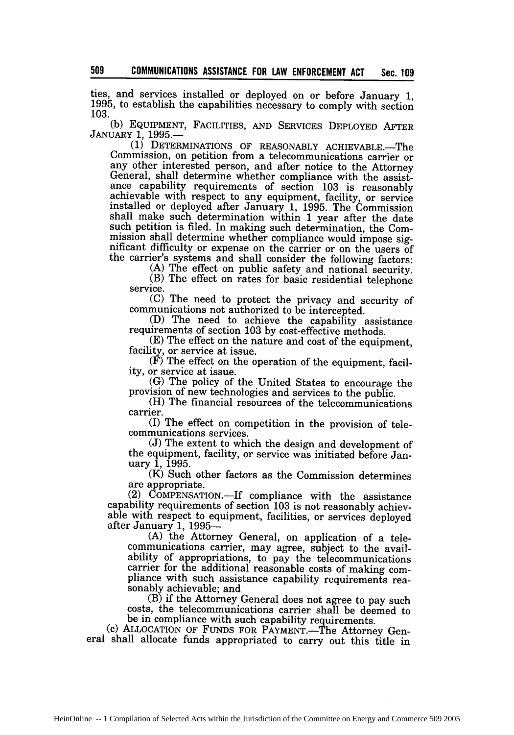ties, and services installed or deployed on or before January 1, 1995, to establish the capabilities necessary to comply with section 103.

(b) EQUIPMENT, FACILITIES, AND SERVICES DEPLOYED AFTER JANUARY 1, 1995.—

(1) DETERMINATIONS OF REASONABLY ACHIEVABLE.—The Commission, on petition from a telecommunications carrier or any other interested person, and after notice to the Attorney General, shall determine whether compliance with the assistance capability requirements of section 103 is reasonably achievable with respect to any equipment, facility, or service installed or deployed after January 1, 1995. The Commission shall make such determination within 1 year after the date such petition is filed. In making such determination, the Commission shall determine whether compliance would impose significant difficulty or expense on the carrier or on the users of the carrier's systems and shall consider the following factors:

(A) The effect on public safety and national security.

(B) The effect on rates for basic residential telephone service.

(C) The need to protect the privacy and security of communications not authorized to be intercepted.

(D) The need to achieve the capability assistance requirements of section 103 by cost-effective methods.

(E) The effect on the nature and cost of the equipment, facility, or service at issue.

(F) The effect on the operation of the equipment, facility, or service at issue.

(G) The policy of the United States to encourage the provision of new technologies and services to the public.

(H) The financial resources of the telecommunications carrier.

(I) The effect on competition in the provision of telecommunications services.

(J) The extent to which the design and development of the equipment, facility, or service was initiated before January 1, 1995.

(K) Such other factors as the Commission determines are appropriate.

(2) COMPENSATION.—If compliance with the assistance capability requirements of section 103 is not reasonably achievable with respect to equipment, facilities, or services deployed after January 1, 1995—

(A) the Attorney General, on application of a telecommunications carrier, may agree, subject to the availability of appropriations, to pay the telecommunications carrier for the additional reasonable costs of making compliance with such assistance capability requirements reasonably achievable; and

(B) if the Attorney General does not agree to pay such costs, the telecommunications carrier shall be deemed to be in compliance with such capability requirements.

(c) ALLOCATION OF FUNDS FOR PAYMENT.—The Attorney General shall allocate funds appropriated to carry out this title in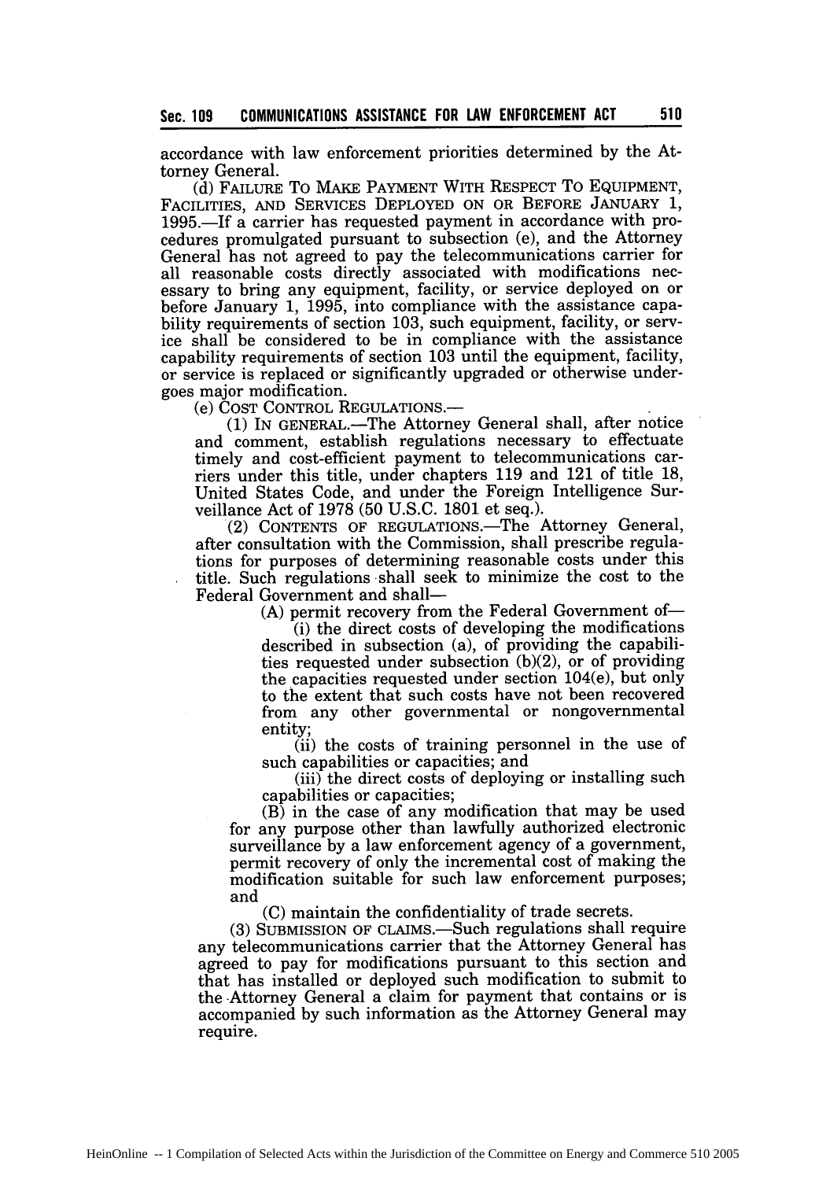accordance with law enforcement priorities determined by the Attorney General.

(d) FAILURE TO MAKE PAYMENT WITH RESPECT TO EQUIPMENT, FACILITIES, AND SERVICES DEPLOYED ON OR BEFORE JANUARY 1, 1995.—If a carrier has requested payment in accordance with procedures promulgated pursuant to subsection (e), and the Attorney General has not agreed to pay the telecommunications carrier for all reasonable costs directly associated with modifications necessary to bring any equipment, facility, or service deployed on or before January 1, 1995, into compliance with the assistance capability requirements of section 103, such equipment, facility, or service shall be considered to be in compliance with the assistance capability requirements of section 103 until the equipment, facility, or service is replaced or significantly upgraded or otherwise undergoes major modification.

(e) COST CONTROL REGULATIONS.—

(1) IN GENERAL.—The Attorney General shall, after notice and comment, establish regulations necessary to effectuate timely and cost-efficient payment to telecommunications carriers under this title, under chapters 119 and 121 of title 18, United States Code, and under the Foreign Intelligence Surveillance Act of 1978 (50 U.S.C. 1801 et seq.).

(2) CONTENTS OF REGULATIONS.—The Attorney General, after consultation with the Commission, shall prescribe regulations for purposes of determining reasonable costs under this title. Such regulations shall seek to minimize the cost to the Federal Government and shall—

(A) permit recovery from the Federal Government of—

(i) the direct costs of developing the modifications described in subsection (a), of providing the capabilities requested under subsection (b)(2), or of providing the capacities requested under section 104(e), but only to the extent that such costs have not been recovered from any other governmental or nongovernmental entity;

(ii) the costs of training personnel in the use of such capabilities or capacities; and

(iii) the direct costs of deploying or installing such capabilities or capacities;

(B) in the case of any modification that may be used for any purpose other than lawfully authorized electronic surveillance by a law enforcement agency of a government, permit recovery of only the incremental cost of making the modification suitable for such law enforcement purposes; and

(C) maintain the confidentiality of trade secrets.

(3) SUBMISSION OF CLAIMS.—Such regulations shall require any telecommunications carrier that the Attorney General has agreed to pay for modifications pursuant to this section and that has installed or deployed such modification to submit to the Attorney General a claim for payment that contains or is accompanied by such information as the Attorney General may require.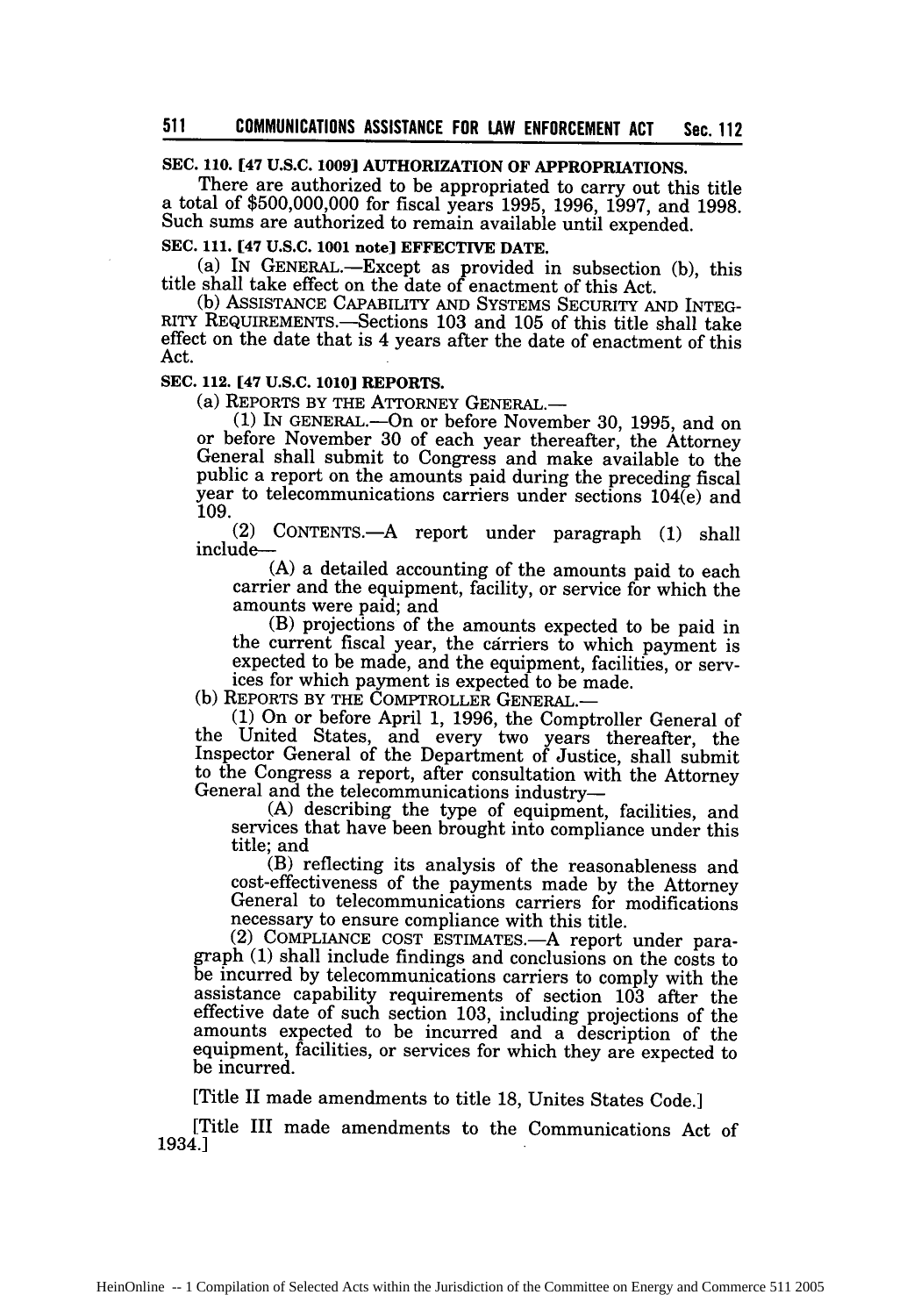**SEC. 110. [47 U.S.C. 1009] AUTHORIZATION OF APPROPRIATIONS.**

There are authorized to be appropriated to carry out this title a total of $500,000,000 for fiscal years 1995, 1996, 1997, and 1998. Such sums are authorized to remain available until expended.

**SEC. 111. [47 U.S.C. 1001 note] EFFECTIVE DATE.**

(a) IN GENERAL.—Except as provided in subsection (b), this title shall take effect on the date of enactment of this Act.

(b) ASSISTANCE CAPABILITY AND SYSTEMS SECURITY AND INTEGRITY REQUIREMENTS.—Sections 103 and 105 of this title shall take effect on the date that is 4 years after the date of enactment of this Act.

**SEC. 112. [47 U.S.C. 1010] REPORTS.**

(a) REPORTS BY THE ATTORNEY GENERAL.—

(1) IN GENERAL.—On or before November 30, 1995, and on or before November 30 of each year thereafter, the Attorney General shall submit to Congress and make available to the public a report on the amounts paid during the preceding fiscal year to telecommunications carriers under sections 104(e) and 109.

(2) CONTENTS.—A report under paragraph (1) shall include—

(A) a detailed accounting of the amounts paid to each carrier and the equipment, facility, or service for which the amounts were paid; and

(B) projections of the amounts expected to be paid in the current fiscal year, the carriers to which payment is expected to be made, and the equipment, facilities, or services for which payment is expected to be made.

(b) REPORTS BY THE COMPTROLLER GENERAL.—

(1) On or before April 1, 1996, the Comptroller General of the United States, and every two years thereafter, the Inspector General of the Department of Justice, shall submit to the Congress a report, after consultation with the Attorney General and the telecommunications industry—

(A) describing the type of equipment, facilities, and services that have been brought into compliance under this title; and

(B) reflecting its analysis of the reasonableness and cost-effectiveness of the payments made by the Attorney General to telecommunications carriers for modifications necessary to ensure compliance with this title.

(2) COMPLIANCE COST ESTIMATES.—A report under paragraph (1) shall include findings and conclusions on the costs to be incurred by telecommunications carriers to comply with the assistance capability requirements of section 103 after the effective date of such section 103, including projections of the amounts expected to be incurred and a description of the equipment, facilities, or services for which they are expected to be incurred.

[Title II made amendments to title 18, Unites States Code.]

[Title III made amendments to the Communications Act of 1934.]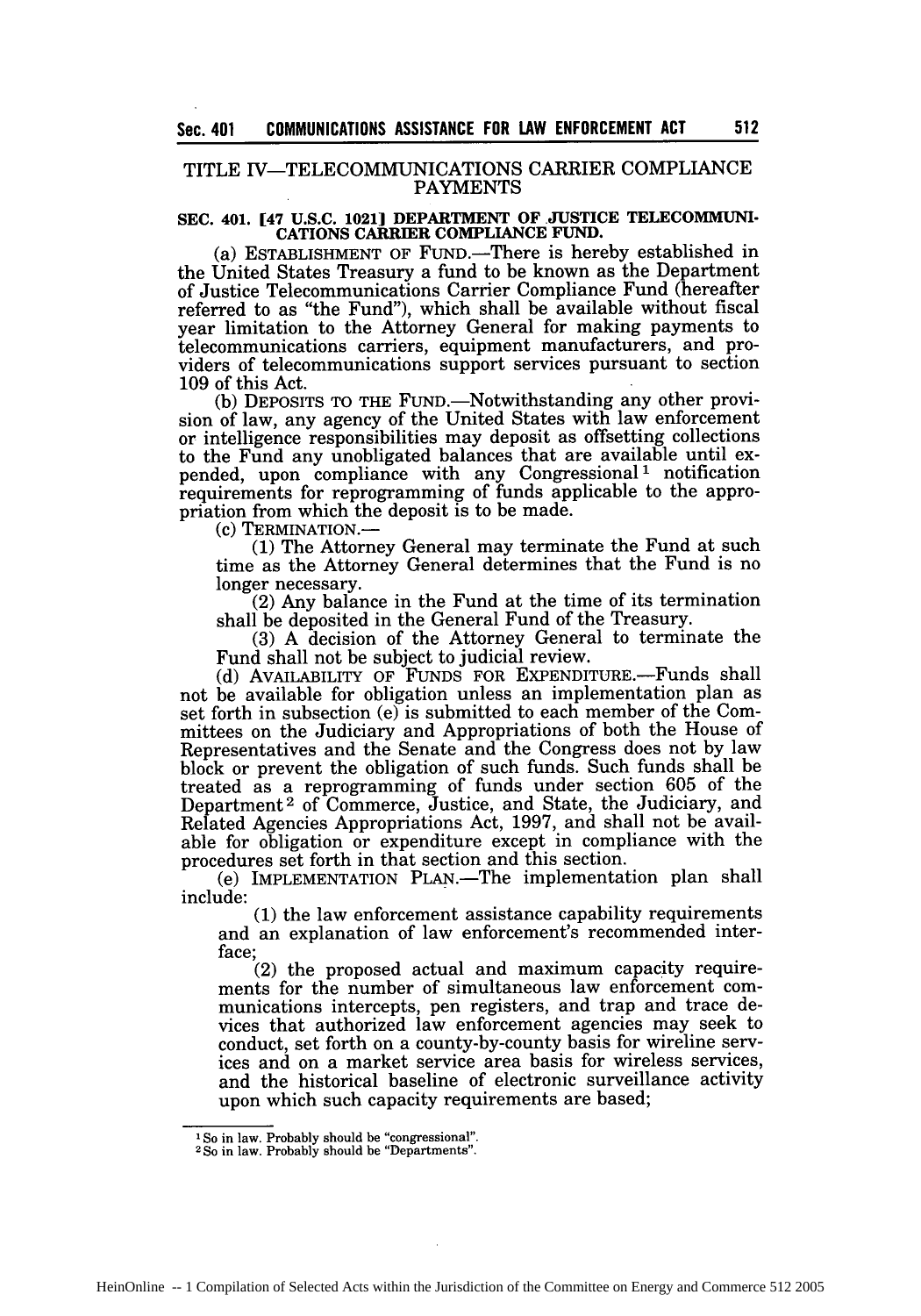## TITLE IV—TELECOMMUNICATIONS CARRIER COMPLIANCE PAYMENTS

### SEC. 401. [47 U.S.C. 1021] DEPARTMENT OF JUSTICE TELECOMMUNICATIONS CARRIER COMPLIANCE FUND.

(a) ESTABLISHMENT OF FUND.—There is hereby established in the United States Treasury a fund to be known as the Department of Justice Telecommunications Carrier Compliance Fund (hereafter referred to as "the Fund"), which shall be available without fiscal year limitation to the Attorney General for making payments to telecommunications carriers, equipment manufacturers, and providers of telecommunications support services pursuant to section 109 of this Act.

(b) DEPOSITS TO THE FUND.—Notwithstanding any other provision of law, any agency of the United States with law enforcement or intelligence responsibilities may deposit as offsetting collections to the Fund any unobligated balances that are available until expended, upon compliance with any Congressional[1] notification requirements for reprogramming of funds applicable to the appropriation from which the deposit is to be made.

(c) TERMINATION.—

(1) The Attorney General may terminate the Fund at such time as the Attorney General determines that the Fund is no longer necessary.

(2) Any balance in the Fund at the time of its termination shall be deposited in the General Fund of the Treasury.

(3) A decision of the Attorney General to terminate the Fund shall not be subject to judicial review.

(d) AVAILABILITY OF FUNDS FOR EXPENDITURE.—Funds shall not be available for obligation unless an implementation plan as set forth in subsection (e) is submitted to each member of the Committees on the Judiciary and Appropriations of both the House of Representatives and the Senate and the Congress does not by law block or prevent the obligation of such funds. Such funds shall be treated as a reprogramming of funds under section 605 of the Department[2] of Commerce, Justice, and State, the Judiciary, and Related Agencies Appropriations Act, 1997, and shall not be available for obligation or expenditure except in compliance with the procedures set forth in that section and this section.

(e) IMPLEMENTATION PLAN.—The implementation plan shall include:

(1) the law enforcement assistance capability requirements and an explanation of law enforcement's recommended interface;

(2) the proposed actual and maximum capacity requirements for the number of simultaneous law enforcement communications intercepts, pen registers, and trap and trace devices that authorized law enforcement agencies may seek to conduct, set forth on a county-by-county basis for wireline services and on a market service area basis for wireless services, and the historical baseline of electronic surveillance activity upon which such capacity requirements are based;

---

[1] So in law. Probably should be "congressional".

[2] So in law. Probably should be "Departments".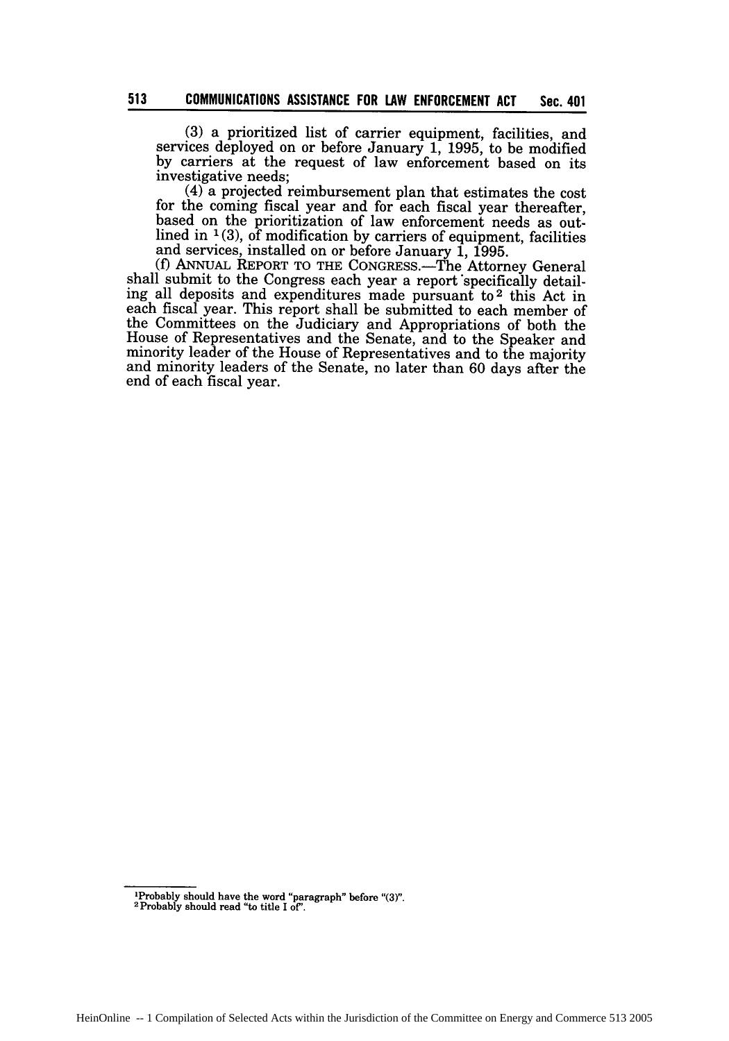(3) a prioritized list of carrier equipment, facilities, and services deployed on or before January 1, 1995, to be modified by carriers at the request of law enforcement based on its investigative needs;

(4) a projected reimbursement plan that estimates the cost for the coming fiscal year and for each fiscal year thereafter, based on the prioritization of law enforcement needs as outlined in [1](3), of modification by carriers of equipment, facilities and services, installed on or before January 1, 1995.

(f) ANNUAL REPORT TO THE CONGRESS.—The Attorney General shall submit to the Congress each year a report specifically detailing all deposits and expenditures made pursuant to[2] this Act in each fiscal year. This report shall be submitted to each member of the Committees on the Judiciary and Appropriations of both the House of Representatives and the Senate, and to the Speaker and minority leader of the House of Representatives and to the majority and minority leaders of the Senate, no later than 60 days after the end of each fiscal year.

---

[1] Probably should have the word "paragraph" before "(3)".
[2] Probably should read "to title I of".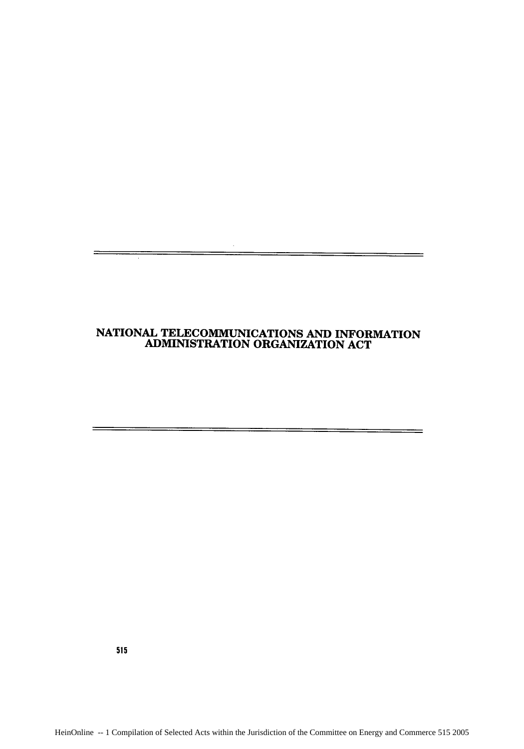# NATIONAL TELECOMMUNICATIONS AND INFORMATION ADMINISTRATION ORGANIZATION ACT